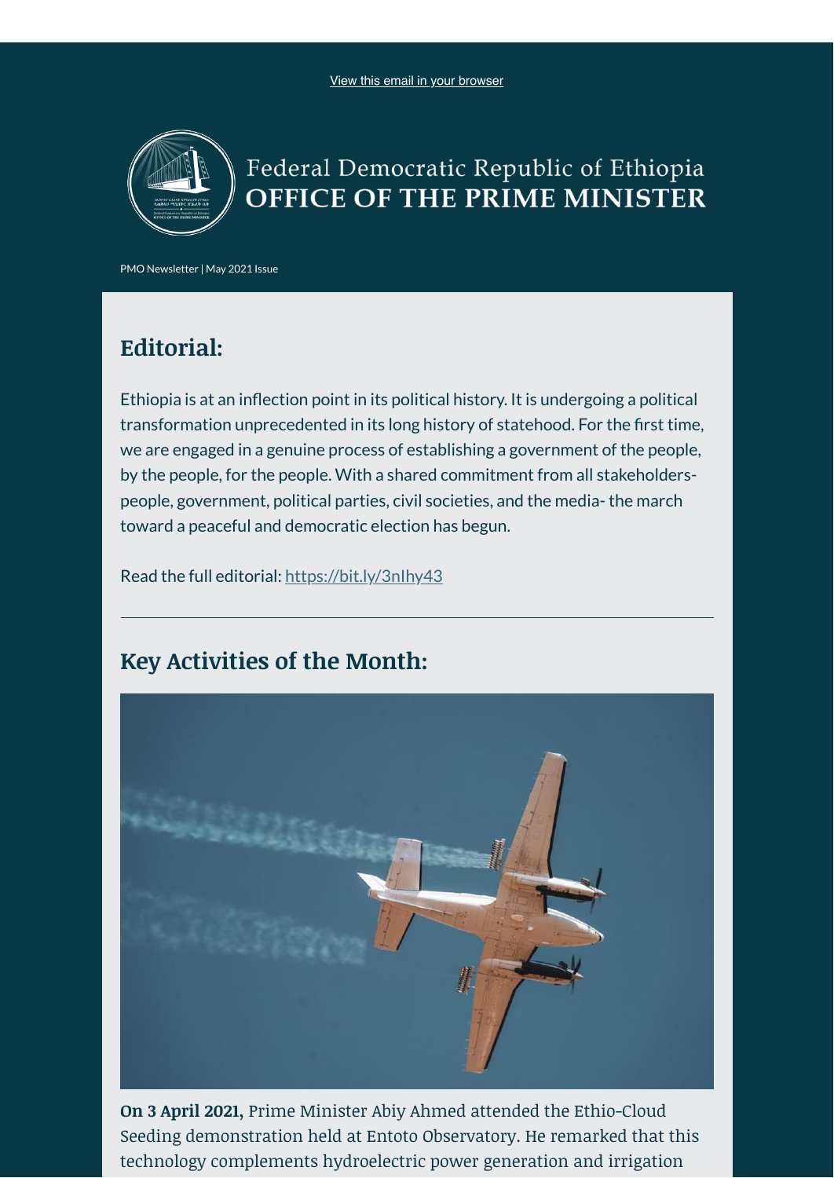View this email in your browser

Federal Democratic Republic of Ethiopia
**OFFICE OF THE PRIME MINISTER**

PMO Newsletter | May 2021 Issue

## Editorial:

Ethiopia is at an inflection point in its political history. It is undergoing a political transformation unprecedented in its long history of statehood. For the first time, we are engaged in a genuine process of establishing a government of the people, by the people, for the people. With a shared commitment from all stakeholders- people, government, political parties, civil societies, and the media- the march toward a peaceful and democratic election has begun.

Read the full editorial: https://bit.ly/3nlhy43

---

## Key Activities of the Month:

**On 3 April 2021,** Prime Minister Abiy Ahmed attended the Ethio-Cloud Seeding demonstration held at Entoto Observatory. He remarked that this technology complements hydroelectric power generation and irrigation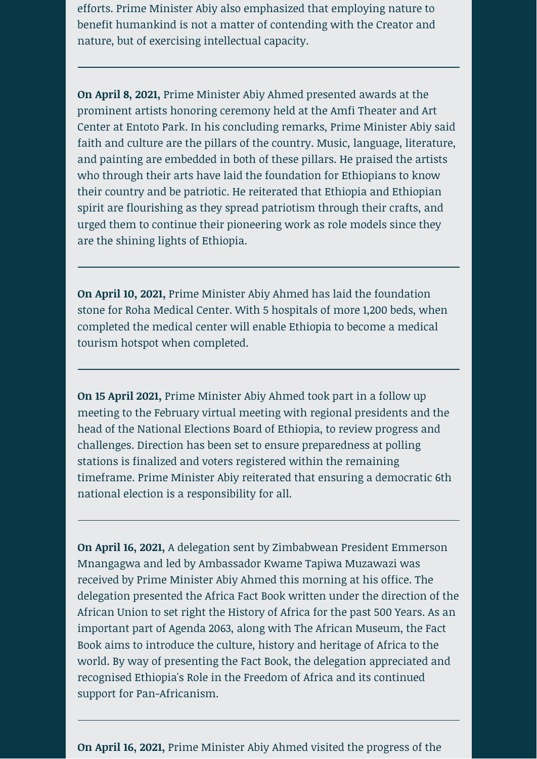efforts. Prime Minister Abiy also emphasized that employing nature to benefit humankind is not a matter of contending with the Creator and nature, but of exercising intellectual capacity.

---

**On April 8, 2021,** Prime Minister Abiy Ahmed presented awards at the prominent artists honoring ceremony held at the Amfi Theater and Art Center at Entoto Park. In his concluding remarks, Prime Minister Abiy said faith and culture are the pillars of the country. Music, language, literature, and painting are embedded in both of these pillars. He praised the artists who through their arts have laid the foundation for Ethiopians to know their country and be patriotic. He reiterated that Ethiopia and Ethiopian spirit are flourishing as they spread patriotism through their crafts, and urged them to continue their pioneering work as role models since they are the shining lights of Ethiopia.

---

**On April 10, 2021,** Prime Minister Abiy Ahmed has laid the foundation stone for Roha Medical Center. With 5 hospitals of more 1,200 beds, when completed the medical center will enable Ethiopia to become a medical tourism hotspot when completed.

---

**On 15 April 2021,** Prime Minister Abiy Ahmed took part in a follow up meeting to the February virtual meeting with regional presidents and the head of the National Elections Board of Ethiopia, to review progress and challenges. Direction has been set to ensure preparedness at polling stations is finalized and voters registered within the remaining timeframe. Prime Minister Abiy reiterated that ensuring a democratic 6th national election is a responsibility for all.

---

**On April 16, 2021,** A delegation sent by Zimbabwean President Emmerson Mnangagwa and led by Ambassador Kwame Tapiwa Muzawazi was received by Prime Minister Abiy Ahmed this morning at his office. The delegation presented the Africa Fact Book written under the direction of the African Union to set right the History of Africa for the past 500 Years. As an important part of Agenda 2063, along with The African Museum, the Fact Book aims to introduce the culture, history and heritage of Africa to the world. By way of presenting the Fact Book, the delegation appreciated and recognised Ethiopia's Role in the Freedom of Africa and its continued support for Pan-Africanism.

---

**On April 16, 2021,** Prime Minister Abiy Ahmed visited the progress of the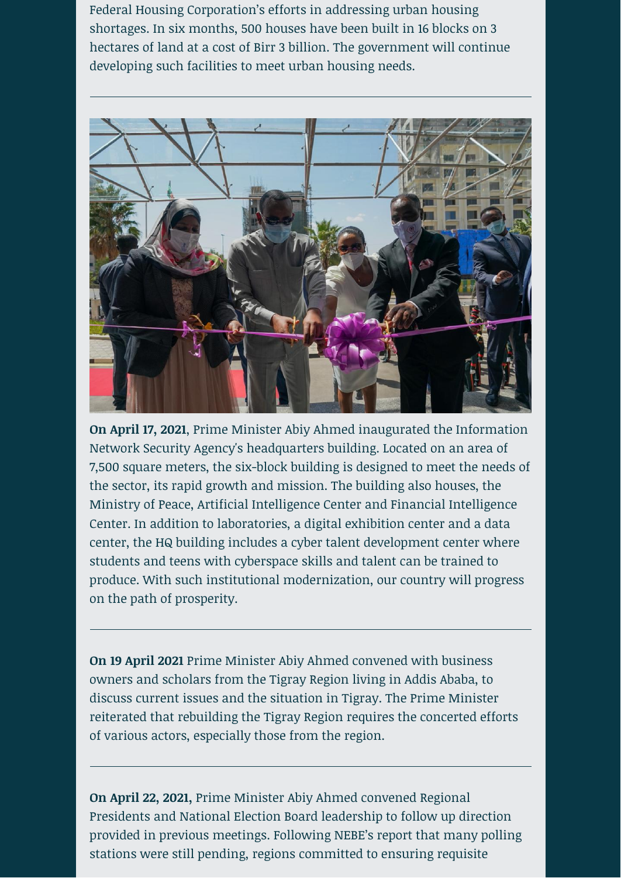Federal Housing Corporation's efforts in addressing urban housing shortages. In six months, 500 houses have been built in 16 blocks on 3 hectares of land at a cost of Birr 3 billion. The government will continue developing such facilities to meet urban housing needs.

---

**On April 17, 2021**, Prime Minister Abiy Ahmed inaugurated the Information Network Security Agency's headquarters building. Located on an area of 7,500 square meters, the six-block building is designed to meet the needs of the sector, its rapid growth and mission. The building also houses, the Ministry of Peace, Artificial Intelligence Center and Financial Intelligence Center. In addition to laboratories, a digital exhibition center and a data center, the HQ building includes a cyber talent development center where students and teens with cyberspace skills and talent can be trained to produce. With such institutional modernization, our country will progress on the path of prosperity.

---

**On 19 April 2021** Prime Minister Abiy Ahmed convened with business owners and scholars from the Tigray Region living in Addis Ababa, to discuss current issues and the situation in Tigray. The Prime Minister reiterated that rebuilding the Tigray Region requires the concerted efforts of various actors, especially those from the region.

---

**On April 22, 2021,** Prime Minister Abiy Ahmed convened Regional Presidents and National Election Board leadership to follow up direction provided in previous meetings. Following NEBE's report that many polling stations were still pending, regions committed to ensuring requisite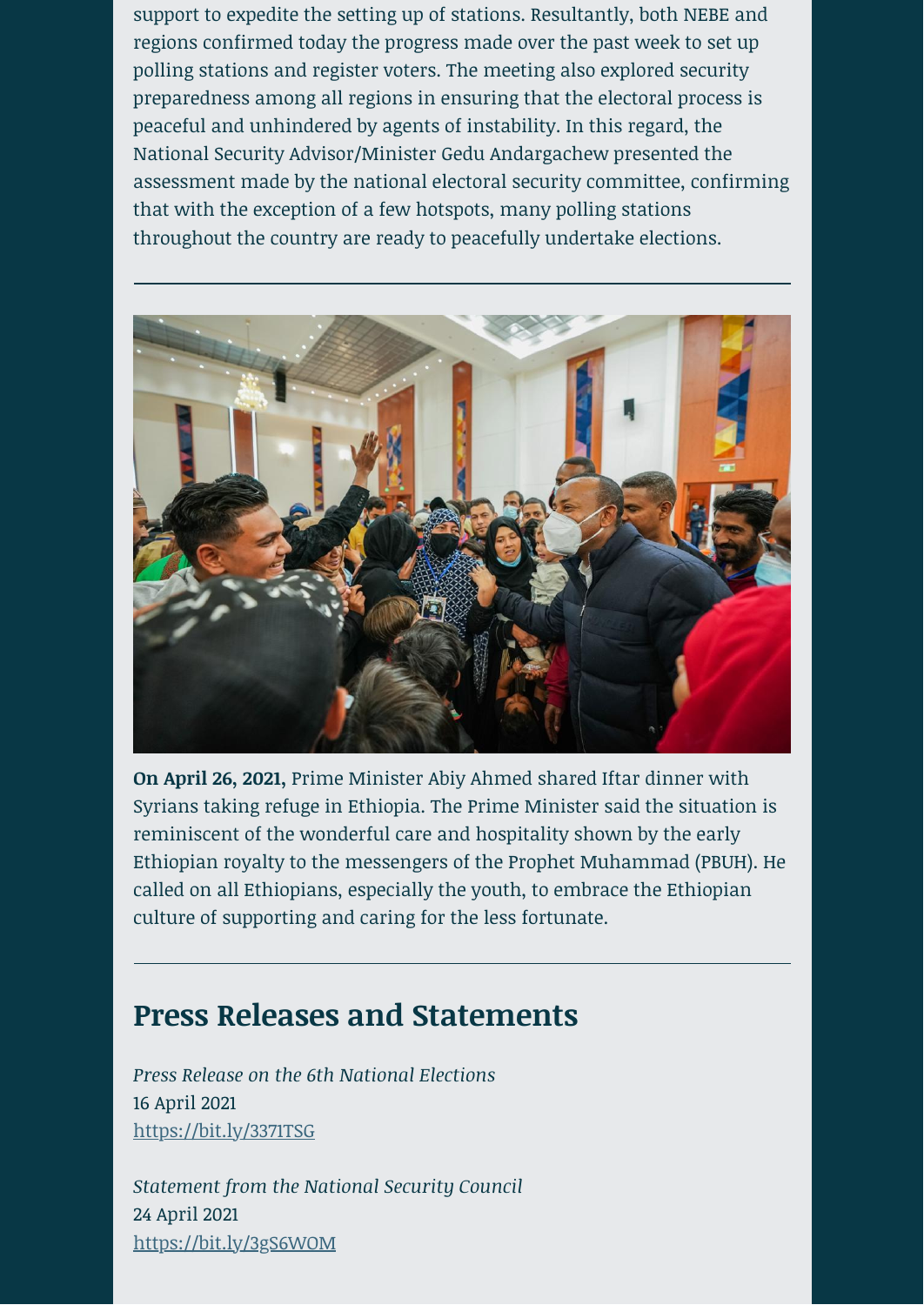support to expedite the setting up of stations. Resultantly, both NEBE and regions confirmed today the progress made over the past week to set up polling stations and register voters. The meeting also explored security preparedness among all regions in ensuring that the electoral process is peaceful and unhindered by agents of instability. In this regard, the National Security Advisor/Minister Gedu Andargachew presented the assessment made by the national electoral security committee, confirming that with the exception of a few hotspots, many polling stations throughout the country are ready to peacefully undertake elections.

---

**On April 26, 2021,** Prime Minister Abiy Ahmed shared Iftar dinner with Syrians taking refuge in Ethiopia. The Prime Minister said the situation is reminiscent of the wonderful care and hospitality shown by the early Ethiopian royalty to the messengers of the Prophet Muhammad (PBUH). He called on all Ethiopians, especially the youth, to embrace the Ethiopian culture of supporting and caring for the less fortunate.

---

## Press Releases and Statements

*Press Release on the 6th National Elections*
16 April 2021
https://bit.ly/3371TSG

*Statement from the National Security Council*
24 April 2021
https://bit.ly/3gS6WOM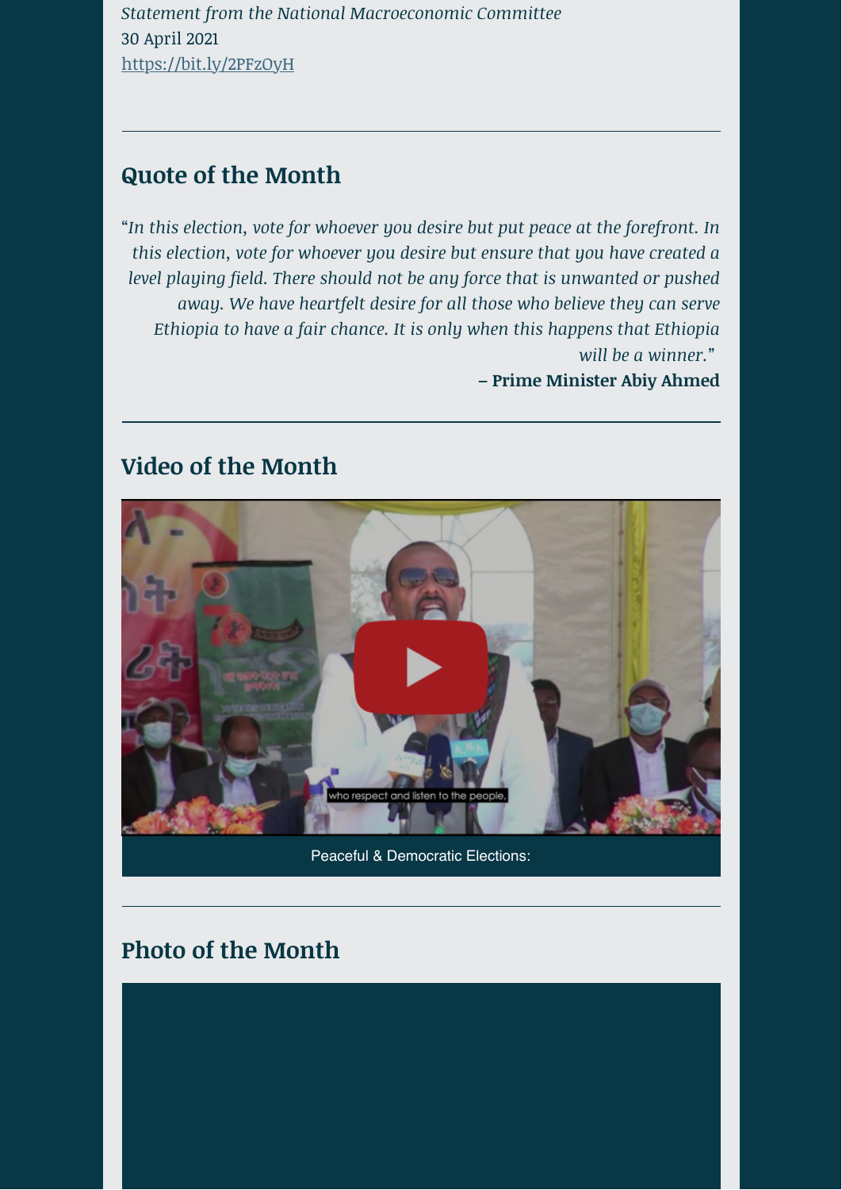*Statement from the National Macroeconomic Committee*
30 April 2021
https://bit.ly/2PFzOyH

---

## Quote of the Month

*"In this election, vote for whoever you desire but put peace at the forefront. In this election, vote for whoever you desire but ensure that you have created a level playing field. There should not be any force that is unwanted or pushed away. We have heartfelt desire for all those who believe they can serve Ethiopia to have a fair chance. It is only when this happens that Ethiopia will be a winner."*

**– Prime Minister Abiy Ahmed**

---

## Video of the Month

Peaceful & Democratic Elections:

---

## Photo of the Month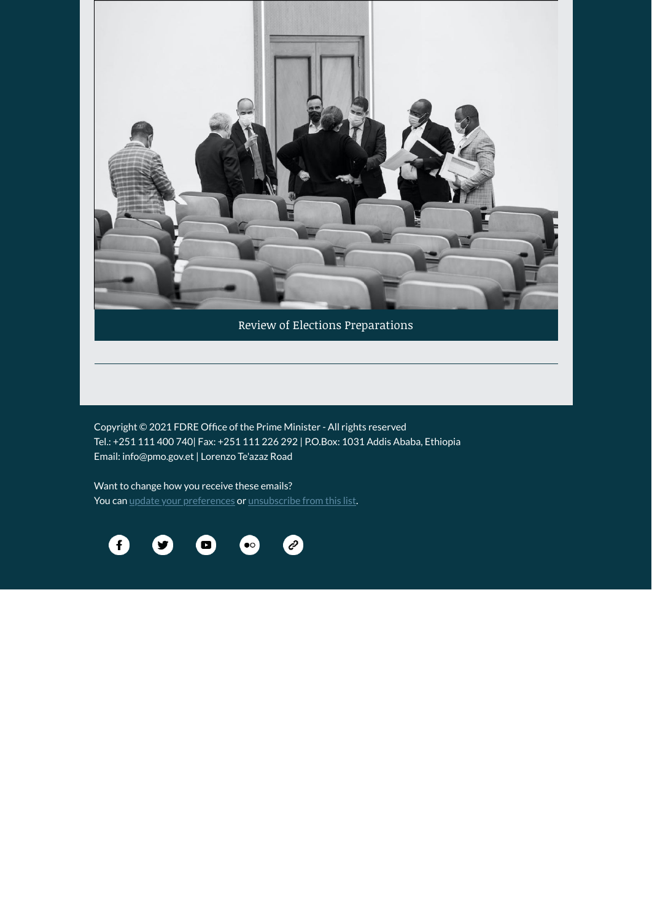Review of Elections Preparations

Copyright © 2021 FDRE Office of the Prime Minister - All rights reserved
Tel.: +251 111 400 740| Fax: +251 111 226 292 | P.O.Box: 1031 Addis Ababa, Ethiopia
Email: info@pmo.gov.et | Lorenzo Te'azaz Road

Want to change how you receive these emails?
You can update your preferences or unsubscribe from this list.